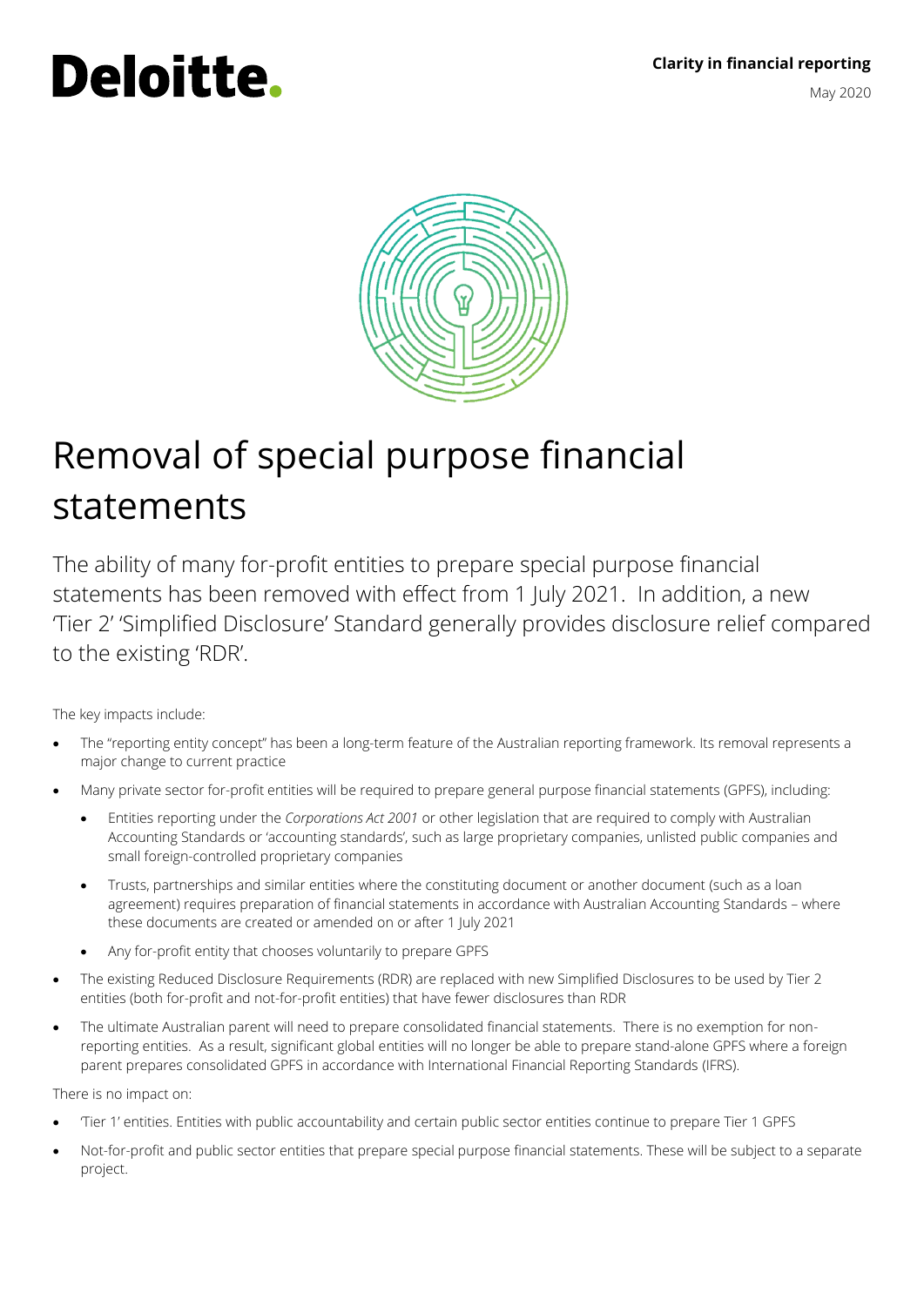# Deloitte.

**Clarity in financial reporting**

May 2020

# Removal of special purpose financial statements

The ability of many for-profit entities to prepare special purpose financial statements has been removed with effect from 1 July 2021. In addition, a new 'Tier 2' 'Simplified Disclosure' Standard generally provides disclosure relief compared to the existing 'RDR'.

The key impacts include:

- The "reporting entity concept" has been a long-term feature of the Australian reporting framework. Its removal represents a major change to current practice
- Many private sector for-profit entities will be required to prepare general purpose financial statements (GPFS), including:
  - Entities reporting under the *Corporations Act 2001* or other legislation that are required to comply with Australian Accounting Standards or 'accounting standards', such as large proprietary companies, unlisted public companies and small foreign-controlled proprietary companies
  - Trusts, partnerships and similar entities where the constituting document or another document (such as a loan agreement) requires preparation of financial statements in accordance with Australian Accounting Standards – where these documents are created or amended on or after 1 July 2021
  - Any for-profit entity that chooses voluntarily to prepare GPFS
- The existing Reduced Disclosure Requirements (RDR) are replaced with new Simplified Disclosures to be used by Tier 2 entities (both for-profit and not-for-profit entities) that have fewer disclosures than RDR
- The ultimate Australian parent will need to prepare consolidated financial statements. There is no exemption for non-reporting entities. As a result, significant global entities will no longer be able to prepare stand-alone GPFS where a foreign parent prepares consolidated GPFS in accordance with International Financial Reporting Standards (IFRS).

There is no impact on:

- 'Tier 1' entities. Entities with public accountability and certain public sector entities continue to prepare Tier 1 GPFS
- Not-for-profit and public sector entities that prepare special purpose financial statements. These will be subject to a separate project.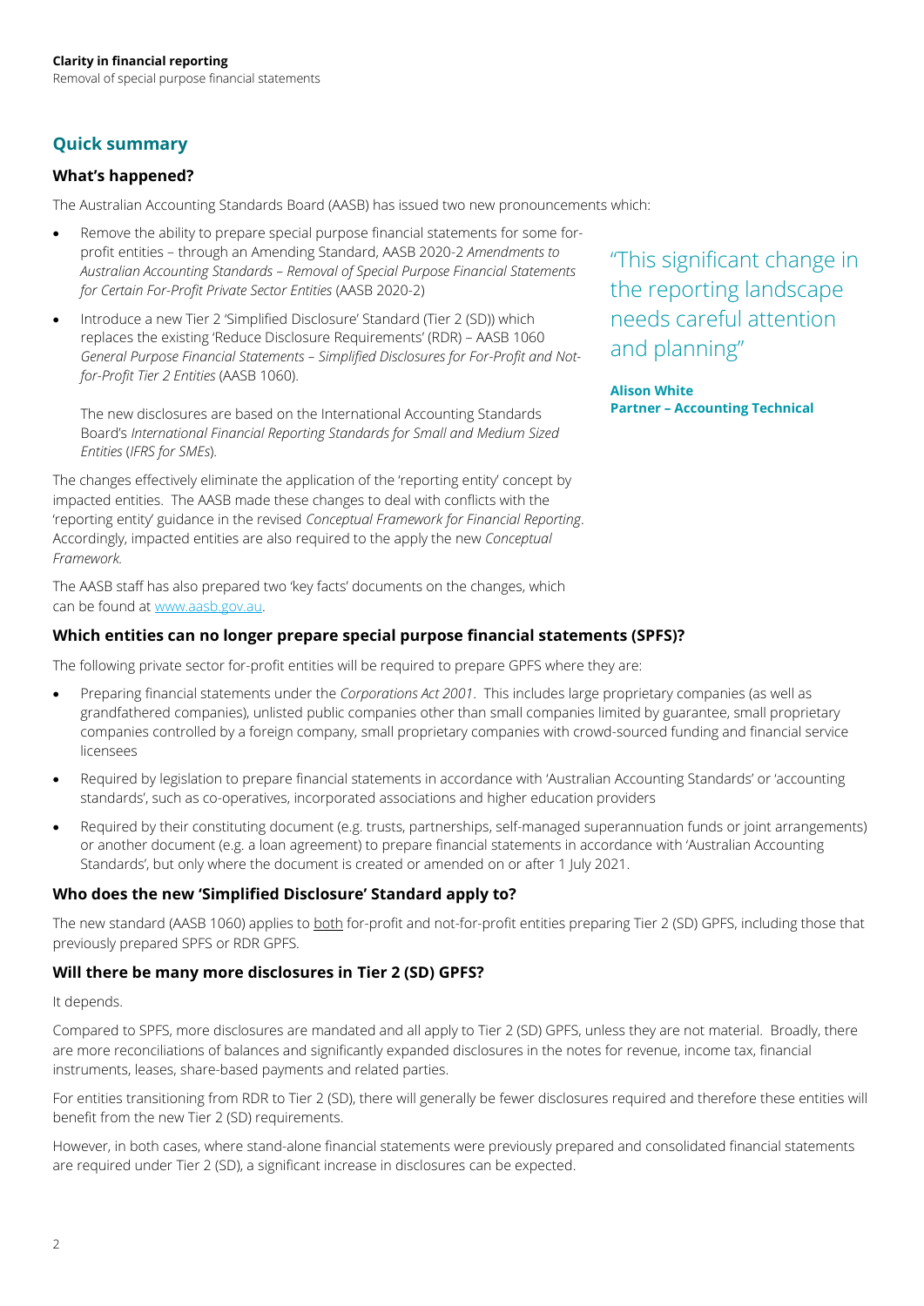## Quick summary

### What's happened?

The Australian Accounting Standards Board (AASB) has issued two new pronouncements which:

- Remove the ability to prepare special purpose financial statements for some for-profit entities – through an Amending Standard, AASB 2020-2 *Amendments to Australian Accounting Standards – Removal of Special Purpose Financial Statements for Certain For-Profit Private Sector Entities* (AASB 2020-2)
- Introduce a new Tier 2 'Simplified Disclosure' Standard (Tier 2 (SD)) which replaces the existing 'Reduce Disclosure Requirements' (RDR) – AASB 1060 *General Purpose Financial Statements – Simplified Disclosures for For-Profit and Not-for-Profit Tier 2 Entities* (AASB 1060).

  The new disclosures are based on the International Accounting Standards Board's *International Financial Reporting Standards for Small and Medium Sized Entities* (*IFRS for SMEs*).

The changes effectively eliminate the application of the 'reporting entity' concept by impacted entities. The AASB made these changes to deal with conflicts with the 'reporting entity' guidance in the revised *Conceptual Framework for Financial Reporting*. Accordingly, impacted entities are also required to the apply the new *Conceptual Framework*.

The AASB staff has also prepared two 'key facts' documents on the changes, which can be found at www.aasb.gov.au.

"This significant change in the reporting landscape needs careful attention and planning"

**Alison White**
**Partner – Accounting Technical**

### Which entities can no longer prepare special purpose financial statements (SPFS)?

The following private sector for-profit entities will be required to prepare GPFS where they are:

- Preparing financial statements under the *Corporations Act 2001*. This includes large proprietary companies (as well as grandfathered companies), unlisted public companies other than small companies limited by guarantee, small proprietary companies controlled by a foreign company, small proprietary companies with crowd-sourced funding and financial service licensees
- Required by legislation to prepare financial statements in accordance with 'Australian Accounting Standards' or 'accounting standards', such as co-operatives, incorporated associations and higher education providers
- Required by their constituting document (e.g. trusts, partnerships, self-managed superannuation funds or joint arrangements) or another document (e.g. a loan agreement) to prepare financial statements in accordance with 'Australian Accounting Standards', but only where the document is created or amended on or after 1 July 2021.

### Who does the new 'Simplified Disclosure' Standard apply to?

The new standard (AASB 1060) applies to both for-profit and not-for-profit entities preparing Tier 2 (SD) GPFS, including those that previously prepared SPFS or RDR GPFS.

### Will there be many more disclosures in Tier 2 (SD) GPFS?

It depends.

Compared to SPFS, more disclosures are mandated and all apply to Tier 2 (SD) GPFS, unless they are not material. Broadly, there are more reconciliations of balances and significantly expanded disclosures in the notes for revenue, income tax, financial instruments, leases, share-based payments and related parties.

For entities transitioning from RDR to Tier 2 (SD), there will generally be fewer disclosures required and therefore these entities will benefit from the new Tier 2 (SD) requirements.

However, in both cases, where stand-alone financial statements were previously prepared and consolidated financial statements are required under Tier 2 (SD), a significant increase in disclosures can be expected.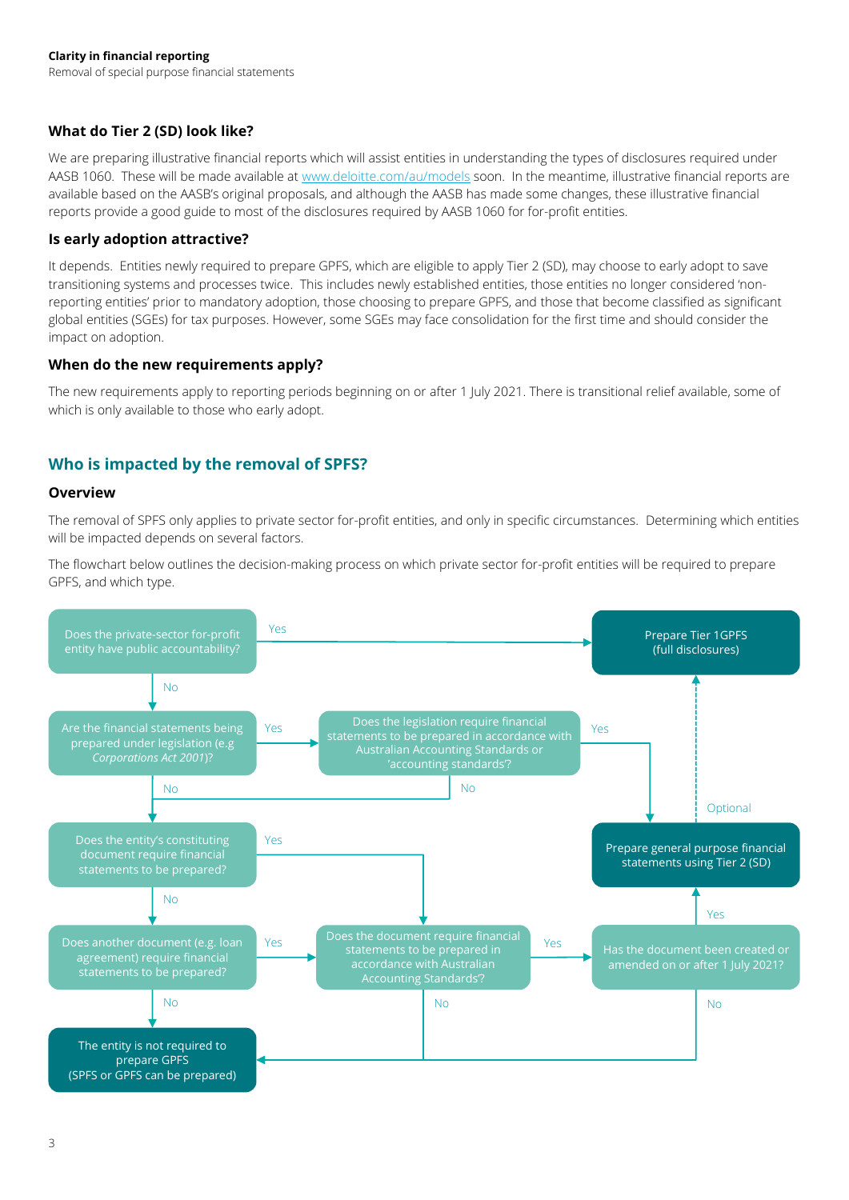### What do Tier 2 (SD) look like?

We are preparing illustrative financial reports which will assist entities in understanding the types of disclosures required under AASB 1060. These will be made available at www.deloitte.com/au/models soon. In the meantime, illustrative financial reports are available based on the AASB's original proposals, and although the AASB has made some changes, these illustrative financial reports provide a good guide to most of the disclosures required by AASB 1060 for for-profit entities.

### Is early adoption attractive?

It depends. Entities newly required to prepare GPFS, which are eligible to apply Tier 2 (SD), may choose to early adopt to save transitioning systems and processes twice. This includes newly established entities, those entities no longer considered 'non-reporting entities' prior to mandatory adoption, those choosing to prepare GPFS, and those that become classified as significant global entities (SGEs) for tax purposes. However, some SGEs may face consolidation for the first time and should consider the impact on adoption.

### When do the new requirements apply?

The new requirements apply to reporting periods beginning on or after 1 July 2021. There is transitional relief available, some of which is only available to those who early adopt.

## Who is impacted by the removal of SPFS?

### Overview

The removal of SPFS only applies to private sector for-profit entities, and only in specific circumstances. Determining which entities will be impacted depends on several factors.

The flowchart below outlines the decision-making process on which private sector for-profit entities will be required to prepare GPFS, and which type.

- Does the private-sector for-profit entity have public accountability?
  - Yes → Prepare Tier 1GPFS (full disclosures)
  - No → Are the financial statements being prepared under legislation (e.g *Corporations Act 2001*)?
- Are the financial statements being prepared under legislation (e.g *Corporations Act 2001*)?
  - Yes → Does the legislation require financial statements to be prepared in accordance with Australian Accounting Standards or 'accounting standards'?
    - Yes → Prepare general purpose financial statements using Tier 2 (SD)
    - No → Does the entity's constituting document require financial statements to be prepared?
  - No → Does the entity's constituting document require financial statements to be prepared?
- Does the entity's constituting document require financial statements to be prepared?
  - Yes → Does the document require financial statements to be prepared in accordance with Australian Accounting Standards?
  - No → Does another document (e.g. loan agreement) require financial statements to be prepared?
- Does another document (e.g. loan agreement) require financial statements to be prepared?
  - Yes → Does the document require financial statements to be prepared in accordance with Australian Accounting Standards?
  - No → The entity is not required to prepare GPFS (SPFS or GPFS can be prepared)
- Does the document require financial statements to be prepared in accordance with Australian Accounting Standards?
  - Yes → Has the document been created or amended on or after 1 July 2021?
  - No → The entity is not required to prepare GPFS (SPFS or GPFS can be prepared)
- Has the document been created or amended on or after 1 July 2021?
  - Yes → Prepare general purpose financial statements using Tier 2 (SD)
  - No → The entity is not required to prepare GPFS (SPFS or GPFS can be prepared)
- Prepare general purpose financial statements using Tier 2 (SD) → Optional → Prepare Tier 1GPFS (full disclosures)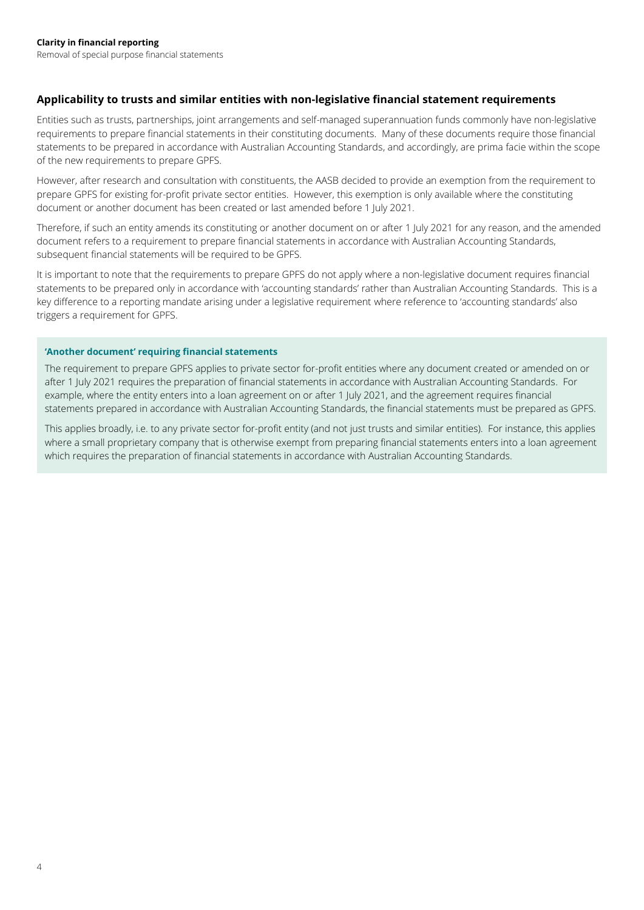## Applicability to trusts and similar entities with non-legislative financial statement requirements

Entities such as trusts, partnerships, joint arrangements and self-managed superannuation funds commonly have non-legislative requirements to prepare financial statements in their constituting documents. Many of these documents require those financial statements to be prepared in accordance with Australian Accounting Standards, and accordingly, are prima facie within the scope of the new requirements to prepare GPFS.

However, after research and consultation with constituents, the AASB decided to provide an exemption from the requirement to prepare GPFS for existing for-profit private sector entities. However, this exemption is only available where the constituting document or another document has been created or last amended before 1 July 2021.

Therefore, if such an entity amends its constituting or another document on or after 1 July 2021 for any reason, and the amended document refers to a requirement to prepare financial statements in accordance with Australian Accounting Standards, subsequent financial statements will be required to be GPFS.

It is important to note that the requirements to prepare GPFS do not apply where a non-legislative document requires financial statements to be prepared only in accordance with 'accounting standards' rather than Australian Accounting Standards. This is a key difference to a reporting mandate arising under a legislative requirement where reference to 'accounting standards' also triggers a requirement for GPFS.

**'Another document' requiring financial statements**

The requirement to prepare GPFS applies to private sector for-profit entities where any document created or amended on or after 1 July 2021 requires the preparation of financial statements in accordance with Australian Accounting Standards. For example, where the entity enters into a loan agreement on or after 1 July 2021, and the agreement requires financial statements prepared in accordance with Australian Accounting Standards, the financial statements must be prepared as GPFS.

This applies broadly, i.e. to any private sector for-profit entity (and not just trusts and similar entities). For instance, this applies where a small proprietary company that is otherwise exempt from preparing financial statements enters into a loan agreement which requires the preparation of financial statements in accordance with Australian Accounting Standards.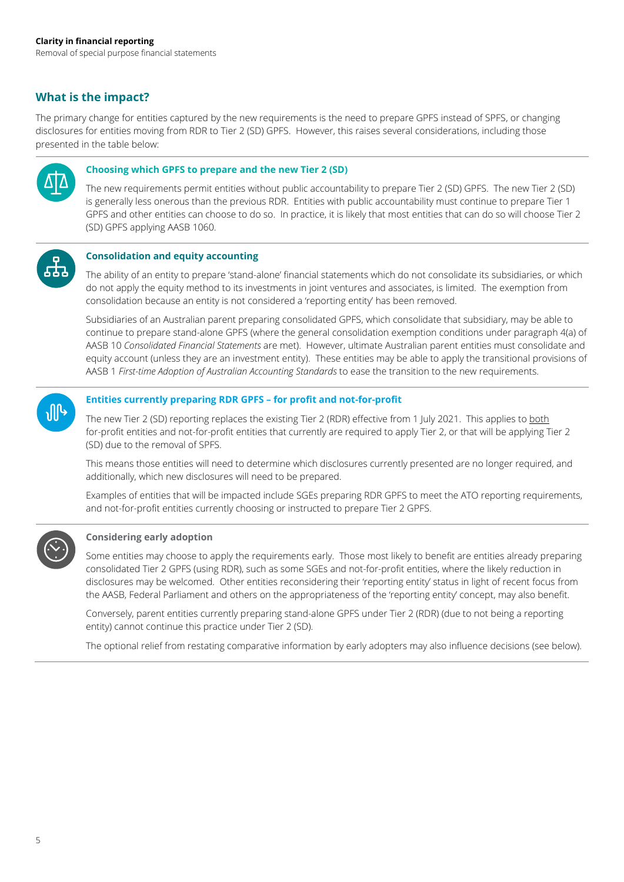## What is the impact?

The primary change for entities captured by the new requirements is the need to prepare GPFS instead of SPFS, or changing disclosures for entities moving from RDR to Tier 2 (SD) GPFS. However, this raises several considerations, including those presented in the table below:

### Choosing which GPFS to prepare and the new Tier 2 (SD)

The new requirements permit entities without public accountability to prepare Tier 2 (SD) GPFS. The new Tier 2 (SD) is generally less onerous than the previous RDR. Entities with public accountability must continue to prepare Tier 1 GPFS and other entities can choose to do so. In practice, it is likely that most entities that can do so will choose Tier 2 (SD) GPFS applying AASB 1060.

### Consolidation and equity accounting

The ability of an entity to prepare 'stand-alone' financial statements which do not consolidate its subsidiaries, or which do not apply the equity method to its investments in joint ventures and associates, is limited. The exemption from consolidation because an entity is not considered a 'reporting entity' has been removed.

Subsidiaries of an Australian parent preparing consolidated GPFS, which consolidate that subsidiary, may be able to continue to prepare stand-alone GPFS (where the general consolidation exemption conditions under paragraph 4(a) of AASB 10 *Consolidated Financial Statements* are met). However, ultimate Australian parent entities must consolidate and equity account (unless they are an investment entity). These entities may be able to apply the transitional provisions of AASB 1 *First-time Adoption of Australian Accounting Standards* to ease the transition to the new requirements.

### Entities currently preparing RDR GPFS – for profit and not-for-profit

The new Tier 2 (SD) reporting replaces the existing Tier 2 (RDR) effective from 1 July 2021. This applies to both for-profit entities and not-for-profit entities that currently are required to apply Tier 2, or that will be applying Tier 2 (SD) due to the removal of SPFS.

This means those entities will need to determine which disclosures currently presented are no longer required, and additionally, which new disclosures will need to be prepared.

Examples of entities that will be impacted include SGEs preparing RDR GPFS to meet the ATO reporting requirements, and not-for-profit entities currently choosing or instructed to prepare Tier 2 GPFS.

### Considering early adoption

Some entities may choose to apply the requirements early. Those most likely to benefit are entities already preparing consolidated Tier 2 GPFS (using RDR), such as some SGEs and not-for-profit entities, where the likely reduction in disclosures may be welcomed. Other entities reconsidering their 'reporting entity' status in light of recent focus from the AASB, Federal Parliament and others on the appropriateness of the 'reporting entity' concept, may also benefit.

Conversely, parent entities currently preparing stand-alone GPFS under Tier 2 (RDR) (due to not being a reporting entity) cannot continue this practice under Tier 2 (SD).

The optional relief from restating comparative information by early adopters may also influence decisions (see below).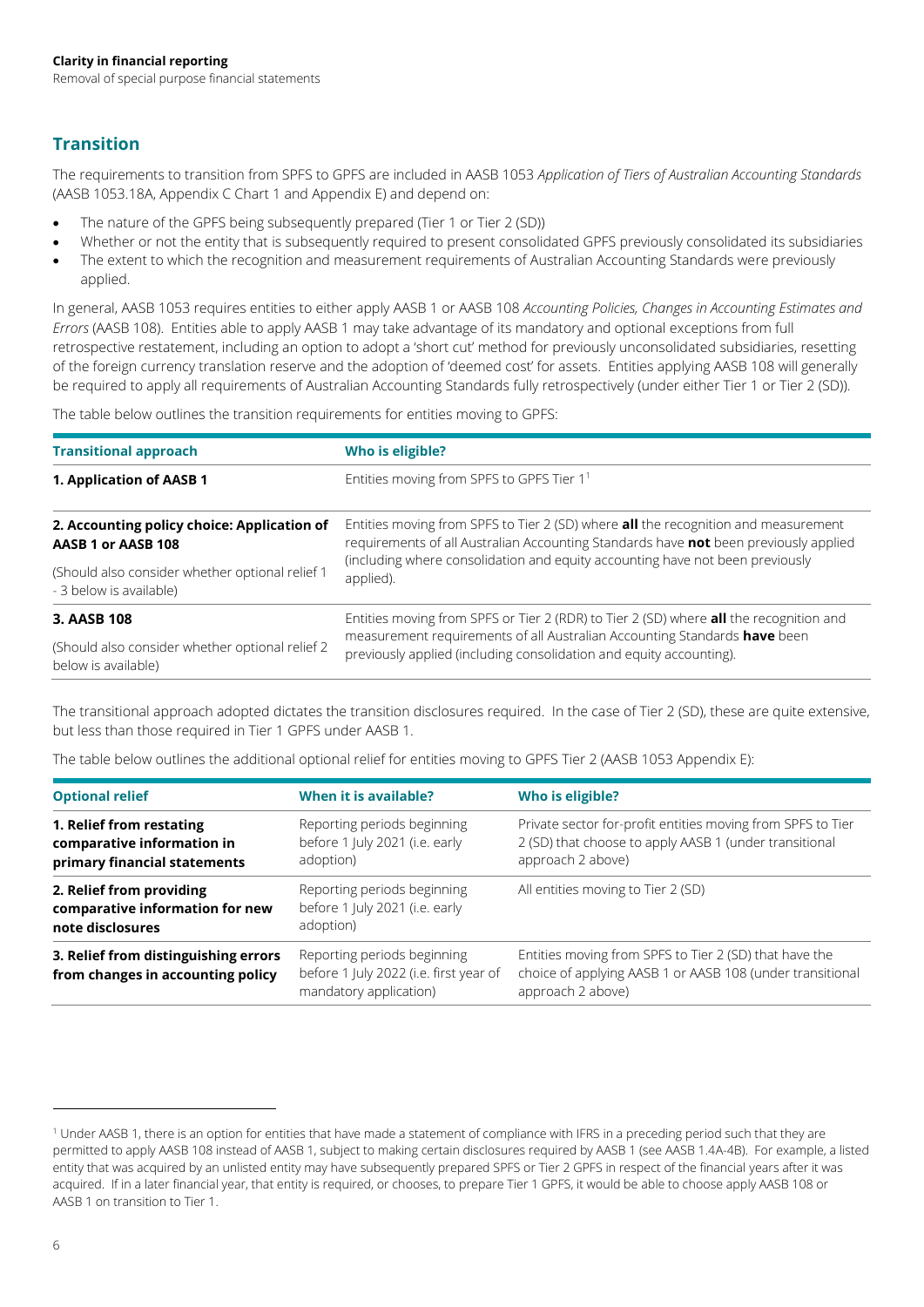## Transition

The requirements to transition from SPFS to GPFS are included in AASB 1053 *Application of Tiers of Australian Accounting Standards* (AASB 1053.18A, Appendix C Chart 1 and Appendix E) and depend on:

- The nature of the GPFS being subsequently prepared (Tier 1 or Tier 2 (SD))
- Whether or not the entity that is subsequently required to present consolidated GPFS previously consolidated its subsidiaries
- The extent to which the recognition and measurement requirements of Australian Accounting Standards were previously applied.

In general, AASB 1053 requires entities to either apply AASB 1 or AASB 108 *Accounting Policies, Changes in Accounting Estimates and Errors* (AASB 108). Entities able to apply AASB 1 may take advantage of its mandatory and optional exceptions from full retrospective restatement, including an option to adopt a 'short cut' method for previously unconsolidated subsidiaries, resetting of the foreign currency translation reserve and the adoption of 'deemed cost' for assets. Entities applying AASB 108 will generally be required to apply all requirements of Australian Accounting Standards fully retrospectively (under either Tier 1 or Tier 2 (SD)).

The table below outlines the transition requirements for entities moving to GPFS:

| Transitional approach | Who is eligible? |
|---|---|
| **1. Application of AASB 1** | Entities moving from SPFS to GPFS Tier 1[1] |
| **2. Accounting policy choice: Application of AASB 1 or AASB 108**<br><br>(Should also consider whether optional relief 1 - 3 below is available) | Entities moving from SPFS to Tier 2 (SD) where **all** the recognition and measurement requirements of all Australian Accounting Standards have **not** been previously applied (including where consolidation and equity accounting have not been previously applied). |
| **3. AASB 108**<br><br>(Should also consider whether optional relief 2 below is available) | Entities moving from SPFS or Tier 2 (RDR) to Tier 2 (SD) where **all** the recognition and measurement requirements of all Australian Accounting Standards **have** been previously applied (including consolidation and equity accounting). |

The transitional approach adopted dictates the transition disclosures required. In the case of Tier 2 (SD), these are quite extensive, but less than those required in Tier 1 GPFS under AASB 1.

The table below outlines the additional optional relief for entities moving to GPFS Tier 2 (AASB 1053 Appendix E):

| Optional relief | When it is available? | Who is eligible? |
|---|---|---|
| **1. Relief from restating comparative information in primary financial statements** | Reporting periods beginning before 1 July 2021 (i.e. early adoption) | Private sector for-profit entities moving from SPFS to Tier 2 (SD) that choose to apply AASB 1 (under transitional approach 2 above) |
| **2. Relief from providing comparative information for new note disclosures** | Reporting periods beginning before 1 July 2021 (i.e. early adoption) | All entities moving to Tier 2 (SD) |
| **3. Relief from distinguishing errors from changes in accounting policy** | Reporting periods beginning before 1 July 2022 (i.e. first year of mandatory application) | Entities moving from SPFS to Tier 2 (SD) that have the choice of applying AASB 1 or AASB 108 (under transitional approach 2 above) |

[1] Under AASB 1, there is an option for entities that have made a statement of compliance with IFRS in a preceding period such that they are permitted to apply AASB 108 instead of AASB 1, subject to making certain disclosures required by AASB 1 (see AASB 1.4A-4B). For example, a listed entity that was acquired by an unlisted entity may have subsequently prepared SPFS or Tier 2 GPFS in respect of the financial years after it was acquired. If in a later financial year, that entity is required, or chooses, to prepare Tier 1 GPFS, it would be able to choose apply AASB 108 or AASB 1 on transition to Tier 1.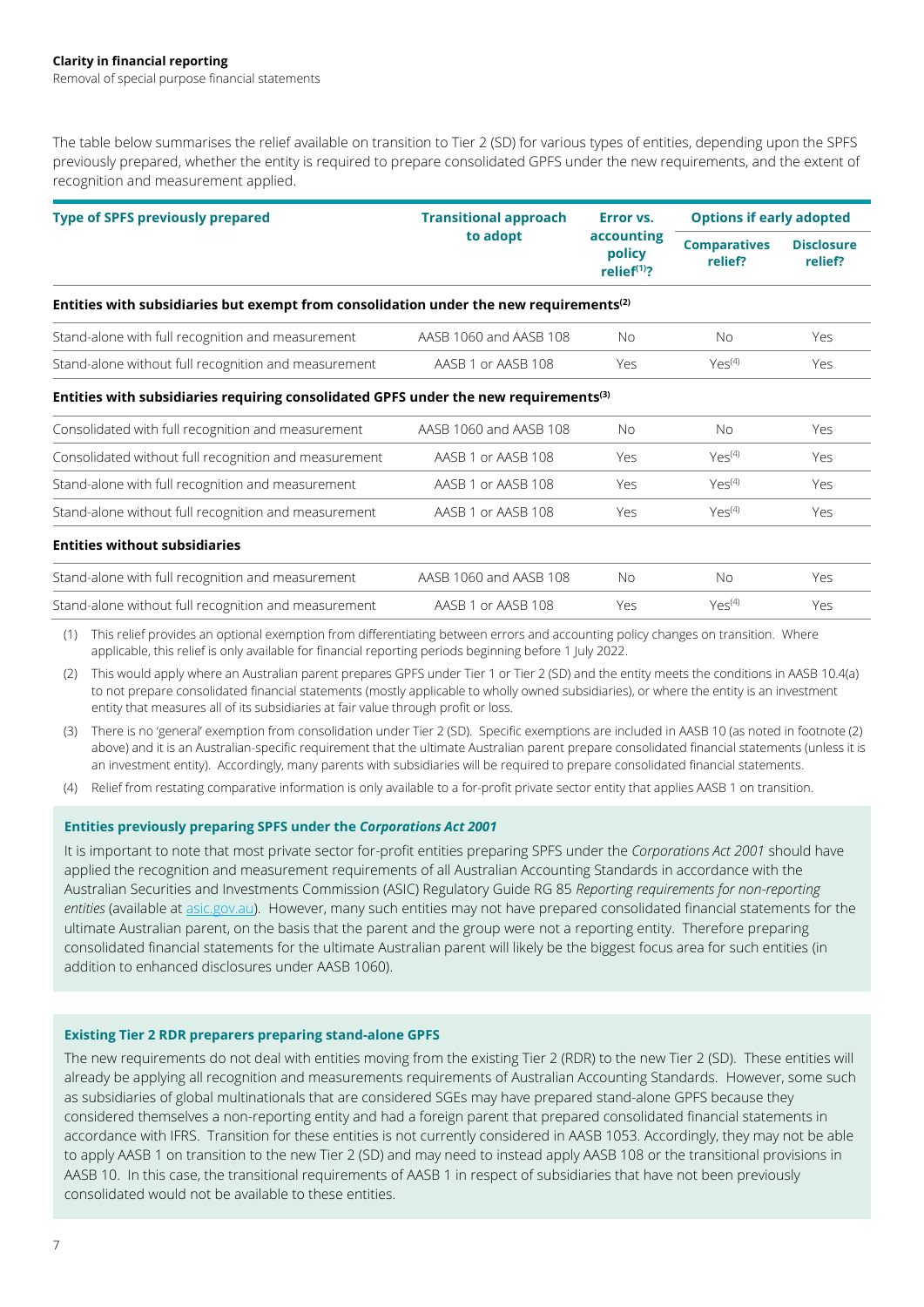The table below summarises the relief available on transition to Tier 2 (SD) for various types of entities, depending upon the SPFS previously prepared, whether the entity is required to prepare consolidated GPFS under the new requirements, and the extent of recognition and measurement applied.

| Type of SPFS previously prepared | Transitional approach to adopt | Error vs. accounting policy relief[1]? | Options if early adopted | |
|---|---|---|---|---|
| | | | Comparatives relief? | Disclosure relief? |
| **Entities with subsidiaries but exempt from consolidation under the new requirements[2]** | | | | |
| Stand-alone with full recognition and measurement | AASB 1060 and AASB 108 | No | No | Yes |
| Stand-alone without full recognition and measurement | AASB 1 or AASB 108 | Yes | Yes[4] | Yes |
| **Entities with subsidiaries requiring consolidated GPFS under the new requirements[3]** | | | | |
| Consolidated with full recognition and measurement | AASB 1060 and AASB 108 | No | No | Yes |
| Consolidated without full recognition and measurement | AASB 1 or AASB 108 | Yes | Yes[4] | Yes |
| Stand-alone with full recognition and measurement | AASB 1 or AASB 108 | Yes | Yes[4] | Yes |
| Stand-alone without full recognition and measurement | AASB 1 or AASB 108 | Yes | Yes[4] | Yes |
| **Entities without subsidiaries** | | | | |
| Stand-alone with full recognition and measurement | AASB 1060 and AASB 108 | No | No | Yes |
| Stand-alone without full recognition and measurement | AASB 1 or AASB 108 | Yes | Yes[4] | Yes |

(1) This relief provides an optional exemption from differentiating between errors and accounting policy changes on transition. Where applicable, this relief is only available for financial reporting periods beginning before 1 July 2022.

(2) This would apply where an Australian parent prepares GPFS under Tier 1 or Tier 2 (SD) and the entity meets the conditions in AASB 10.4(a) to not prepare consolidated financial statements (mostly applicable to wholly owned subsidiaries), or where the entity is an investment entity that measures all of its subsidiaries at fair value through profit or loss.

(3) There is no 'general' exemption from consolidation under Tier 2 (SD). Specific exemptions are included in AASB 10 (as noted in footnote (2) above) and it is an Australian-specific requirement that the ultimate Australian parent prepare consolidated financial statements (unless it is an investment entity). Accordingly, many parents with subsidiaries will be required to prepare consolidated financial statements.

(4) Relief from restating comparative information is only available to a for-profit private sector entity that applies AASB 1 on transition.

#### Entities previously preparing SPFS under the *Corporations Act 2001*

It is important to note that most private sector for-profit entities preparing SPFS under the *Corporations Act 2001* should have applied the recognition and measurement requirements of all Australian Accounting Standards in accordance with the Australian Securities and Investments Commission (ASIC) Regulatory Guide RG 85 *Reporting requirements for non-reporting entities* (available at asic.gov.au). However, many such entities may not have prepared consolidated financial statements for the ultimate Australian parent, on the basis that the parent and the group were not a reporting entity. Therefore preparing consolidated financial statements for the ultimate Australian parent will likely be the biggest focus area for such entities (in addition to enhanced disclosures under AASB 1060).

#### Existing Tier 2 RDR preparers preparing stand-alone GPFS

The new requirements do not deal with entities moving from the existing Tier 2 (RDR) to the new Tier 2 (SD). These entities will already be applying all recognition and measurements requirements of Australian Accounting Standards. However, some such as subsidiaries of global multinationals that are considered SGEs may have prepared stand-alone GPFS because they considered themselves a non-reporting entity and had a foreign parent that prepared consolidated financial statements in accordance with IFRS. Transition for these entities is not currently considered in AASB 1053. Accordingly, they may not be able to apply AASB 1 on transition to the new Tier 2 (SD) and may need to instead apply AASB 108 or the transitional provisions in AASB 10. In this case, the transitional requirements of AASB 1 in respect of subsidiaries that have not been previously consolidated would not be available to these entities.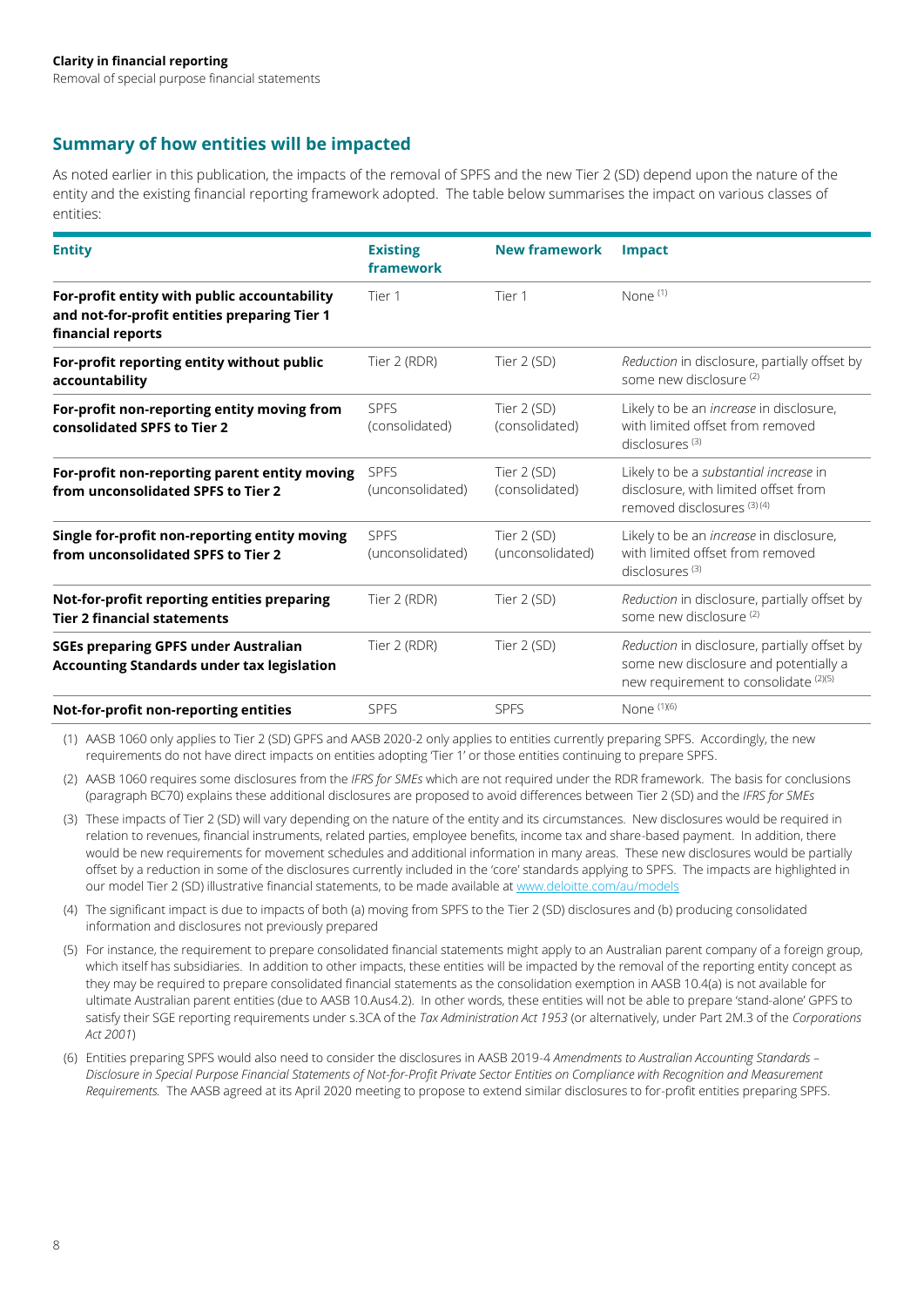## Summary of how entities will be impacted

As noted earlier in this publication, the impacts of the removal of SPFS and the new Tier 2 (SD) depend upon the nature of the entity and the existing financial reporting framework adopted. The table below summarises the impact on various classes of entities:

| Entity | Existing framework | New framework | Impact |
|---|---|---|---|
| **For-profit entity with public accountability and not-for-profit entities preparing Tier 1 financial reports** | Tier 1 | Tier 1 | None [1] |
| **For-profit reporting entity without public accountability** | Tier 2 (RDR) | Tier 2 (SD) | *Reduction* in disclosure, partially offset by some new disclosure [2] |
| **For-profit non-reporting entity moving from consolidated SPFS to Tier 2** | SPFS (consolidated) | Tier 2 (SD) (consolidated) | Likely to be an *increase* in disclosure, with limited offset from removed disclosures [3] |
| **For-profit non-reporting parent entity moving from unconsolidated SPFS to Tier 2** | SPFS (unconsolidated) | Tier 2 (SD) (consolidated) | Likely to be a *substantial increase* in disclosure, with limited offset from removed disclosures [3] [4] |
| **Single for-profit non-reporting entity moving from unconsolidated SPFS to Tier 2** | SPFS (unconsolidated) | Tier 2 (SD) (unconsolidated) | Likely to be an *increase* in disclosure, with limited offset from removed disclosures [3] |
| **Not-for-profit reporting entities preparing Tier 2 financial statements** | Tier 2 (RDR) | Tier 2 (SD) | *Reduction* in disclosure, partially offset by some new disclosure [2] |
| **SGEs preparing GPFS under Australian Accounting Standards under tax legislation** | Tier 2 (RDR) | Tier 2 (SD) | *Reduction* in disclosure, partially offset by some new disclosure and potentially a new requirement to consolidate [2][5] |
| **Not-for-profit non-reporting entities** | SPFS | SPFS | None [1][6] |

(1) AASB 1060 only applies to Tier 2 (SD) GPFS and AASB 2020-2 only applies to entities currently preparing SPFS. Accordingly, the new requirements do not have direct impacts on entities adopting 'Tier 1' or those entities continuing to prepare SPFS.

(2) AASB 1060 requires some disclosures from the *IFRS for SMEs* which are not required under the RDR framework. The basis for conclusions (paragraph BC70) explains these additional disclosures are proposed to avoid differences between Tier 2 (SD) and the *IFRS for SMEs*

(3) These impacts of Tier 2 (SD) will vary depending on the nature of the entity and its circumstances. New disclosures would be required in relation to revenues, financial instruments, related parties, employee benefits, income tax and share-based payment. In addition, there would be new requirements for movement schedules and additional information in many areas. These new disclosures would be partially offset by a reduction in some of the disclosures currently included in the 'core' standards applying to SPFS. The impacts are highlighted in our model Tier 2 (SD) illustrative financial statements, to be made available at www.deloitte.com/au/models

(4) The significant impact is due to impacts of both (a) moving from SPFS to the Tier 2 (SD) disclosures and (b) producing consolidated information and disclosures not previously prepared

(5) For instance, the requirement to prepare consolidated financial statements might apply to an Australian parent company of a foreign group, which itself has subsidiaries. In addition to other impacts, these entities will be impacted by the removal of the reporting entity concept as they may be required to prepare consolidated financial statements as the consolidation exemption in AASB 10.4(a) is not available for ultimate Australian parent entities (due to AASB 10.Aus4.2). In other words, these entities will not be able to prepare 'stand-alone' GPFS to satisfy their SGE reporting requirements under s.3CA of the *Tax Administration Act 1953* (or alternatively, under Part 2M.3 of the *Corporations Act 2001*)

(6) Entities preparing SPFS would also need to consider the disclosures in AASB 2019-4 *Amendments to Australian Accounting Standards – Disclosure in Special Purpose Financial Statements of Not-for-Profit Private Sector Entities on Compliance with Recognition and Measurement Requirements.* The AASB agreed at its April 2020 meeting to propose to extend similar disclosures to for-profit entities preparing SPFS.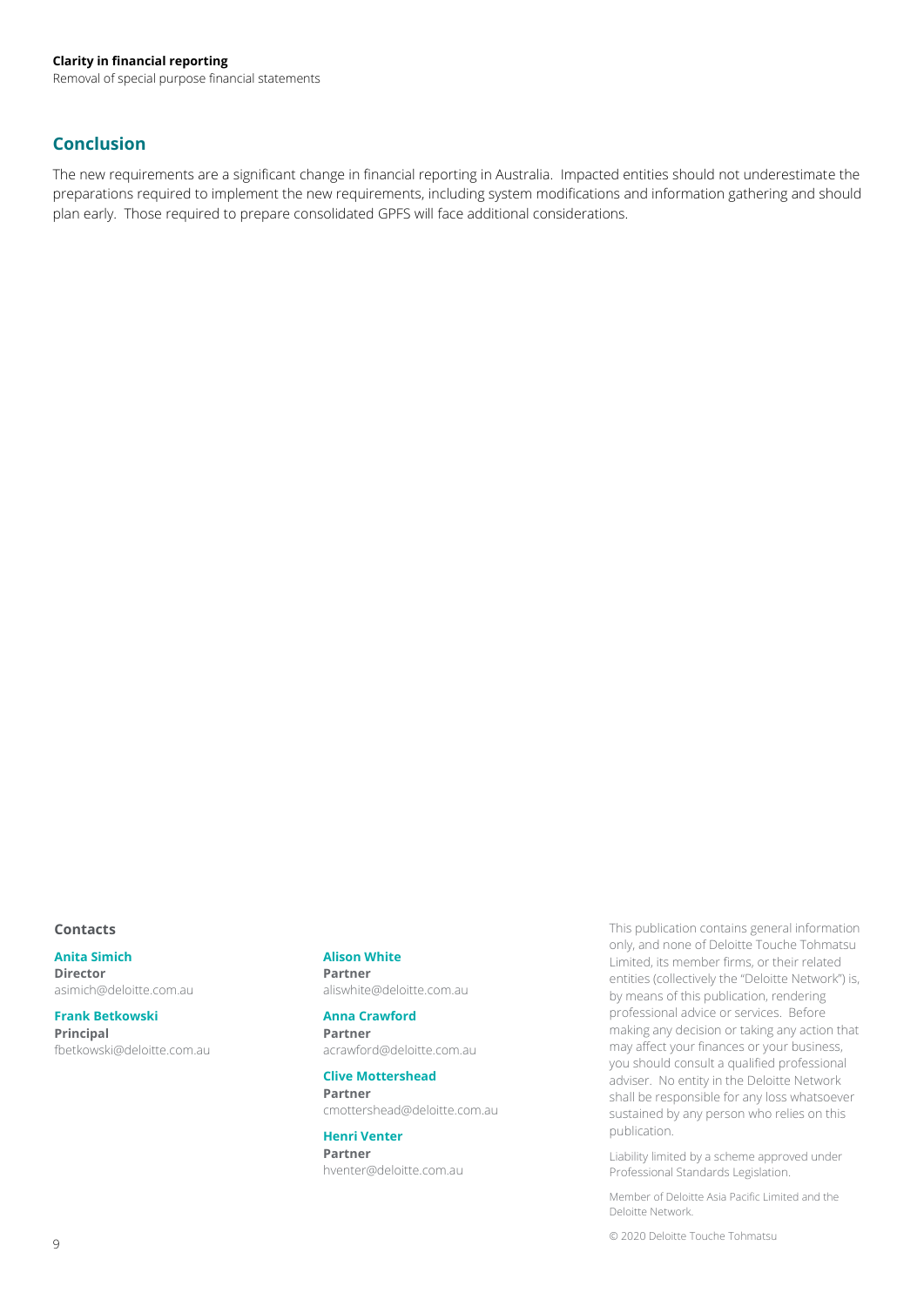## Conclusion

The new requirements are a significant change in financial reporting in Australia. Impacted entities should not underestimate the preparations required to implement the new requirements, including system modifications and information gathering and should plan early. Those required to prepare consolidated GPFS will face additional considerations.

### Contacts

**Anita Simich**
**Director**
asimich@deloitte.com.au

**Frank Betkowski**
**Principal**
fbetkowski@deloitte.com.au

**Alison White**
**Partner**
aliswhite@deloitte.com.au

**Anna Crawford**
**Partner**
acrawford@deloitte.com.au

**Clive Mottershead**
**Partner**
cmottershead@deloitte.com.au

**Henri Venter**
**Partner**
hventer@deloitte.com.au

This publication contains general information only, and none of Deloitte Touche Tohmatsu Limited, its member firms, or their related entities (collectively the "Deloitte Network") is, by means of this publication, rendering professional advice or services. Before making any decision or taking any action that may affect your finances or your business, you should consult a qualified professional adviser. No entity in the Deloitte Network shall be responsible for any loss whatsoever sustained by any person who relies on this publication.

Liability limited by a scheme approved under Professional Standards Legislation.

Member of Deloitte Asia Pacific Limited and the Deloitte Network.

© 2020 Deloitte Touche Tohmatsu